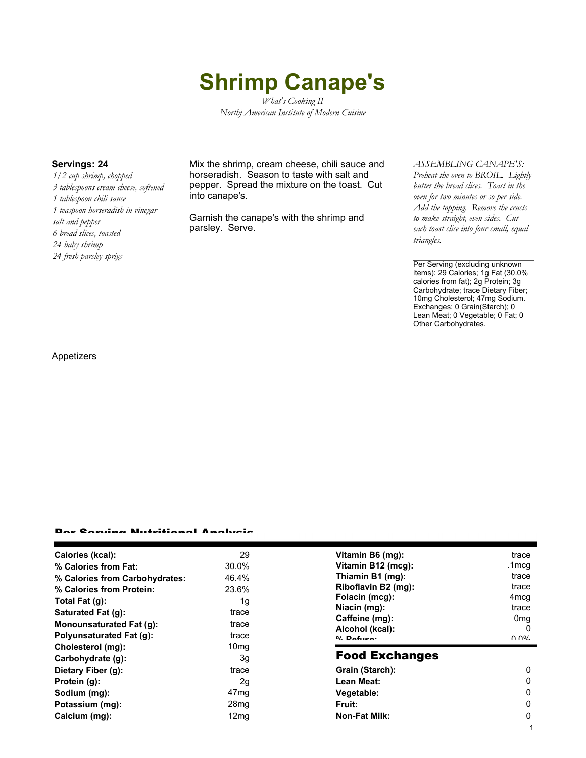# Shrimp Canape's

*What's Cooking II*
*Northj American Institute of Modern Cuisine*

**Servings: 24**

*1/2 cup shrimp, chopped*
*3 tablespoons cream cheese, softened*
*1 tablespoon chili sauce*
*1 teaspoon horseradish in vinegar*
*salt and pepper*
*6 bread slices, toasted*
*24 baby shrimp*
*24 fresh parsley sprigs*

Mix the shrimp, cream cheese, chili sauce and horseradish. Season to taste with salt and pepper. Spread the mixture on the toast. Cut into canape's.

Garnish the canape's with the shrimp and parsley. Serve.

*ASSEMBLING CANAPE'S: Preheat the oven to BROIL. Lightly butter the bread slices. Toast in the oven for two minutes or so per side. Add the topping. Remove the crusts to make straight, even sides. Cut each toast slice into four small, equal triangles.*

Per Serving (excluding unknown items): 29 Calories; 1g Fat (30.0% calories from fat); 2g Protein; 3g Carbohydrate; trace Dietary Fiber; 10mg Cholesterol; 47mg Sodium. Exchanges: 0 Grain(Starch); 0 Lean Meat; 0 Vegetable; 0 Fat; 0 Other Carbohydrates.

Appetizers

## Per Serving Nutritional Analysis

| | |
|---|---|
| **Calories (kcal):** | 29 |
| **% Calories from Fat:** | 30.0% |
| **% Calories from Carbohydrates:** | 46.4% |
| **% Calories from Protein:** | 23.6% |
| **Total Fat (g):** | 1g |
| **Saturated Fat (g):** | trace |
| **Monounsaturated Fat (g):** | trace |
| **Polyunsaturated Fat (g):** | trace |
| **Cholesterol (mg):** | 10mg |
| **Carbohydrate (g):** | 3g |
| **Dietary Fiber (g):** | trace |
| **Protein (g):** | 2g |
| **Sodium (mg):** | 47mg |
| **Potassium (mg):** | 28mg |
| **Calcium (mg):** | 12mg |
| **Vitamin B6 (mg):** | trace |
| **Vitamin B12 (mcg):** | .1mcg |
| **Thiamin B1 (mg):** | trace |
| **Riboflavin B2 (mg):** | trace |
| **Folacin (mcg):** | 4mcg |
| **Niacin (mg):** | trace |
| **Caffeine (mg):** | 0mg |
| **Alcohol (kcal):** | 0 |
| **% Refuse:** | 0.0% |

## Food Exchanges

| | |
|---|---|
| **Grain (Starch):** | 0 |
| **Lean Meat:** | 0 |
| **Vegetable:** | 0 |
| **Fruit:** | 0 |
| **Non-Fat Milk:** | 0 |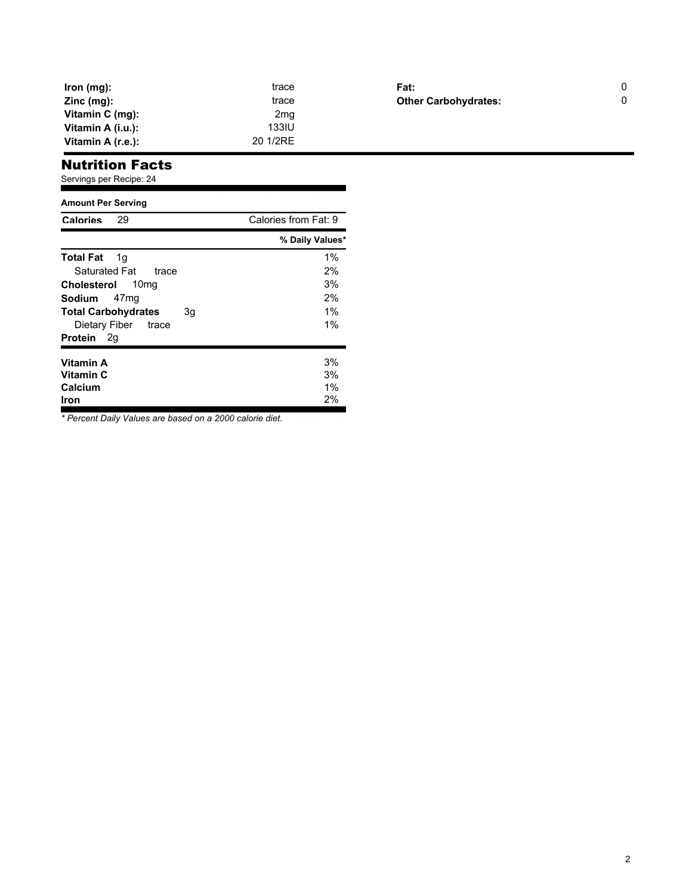| | | | |
|---|---|---|---|
| **Iron (mg):** | trace | **Fat:** | 0 |
| **Zinc (mg):** | trace | **Other Carbohydrates:** | 0 |
| **Vitamin C (mg):** | 2mg | | |
| **Vitamin A (i.u.):** | 133IU | | |
| **Vitamin A (r.e.):** | 20 1/2RE | | |

## Nutrition Facts

Servings per Recipe: 24

**Amount Per Serving**

| | |
|---|---|
| **Calories** 29 | Calories from Fat: 9 |
| | **% Daily Values*** |
| **Total Fat** 1g | 1% |
| Saturated Fat trace | 2% |
| **Cholesterol** 10mg | 3% |
| **Sodium** 47mg | 2% |
| **Total Carbohydrates** 3g | 1% |
| Dietary Fiber trace | 1% |
| **Protein** 2g | |
| **Vitamin A** | 3% |
| **Vitamin C** | 3% |
| **Calcium** | 1% |
| **Iron** | 2% |

*\* Percent Daily Values are based on a 2000 calorie diet.*